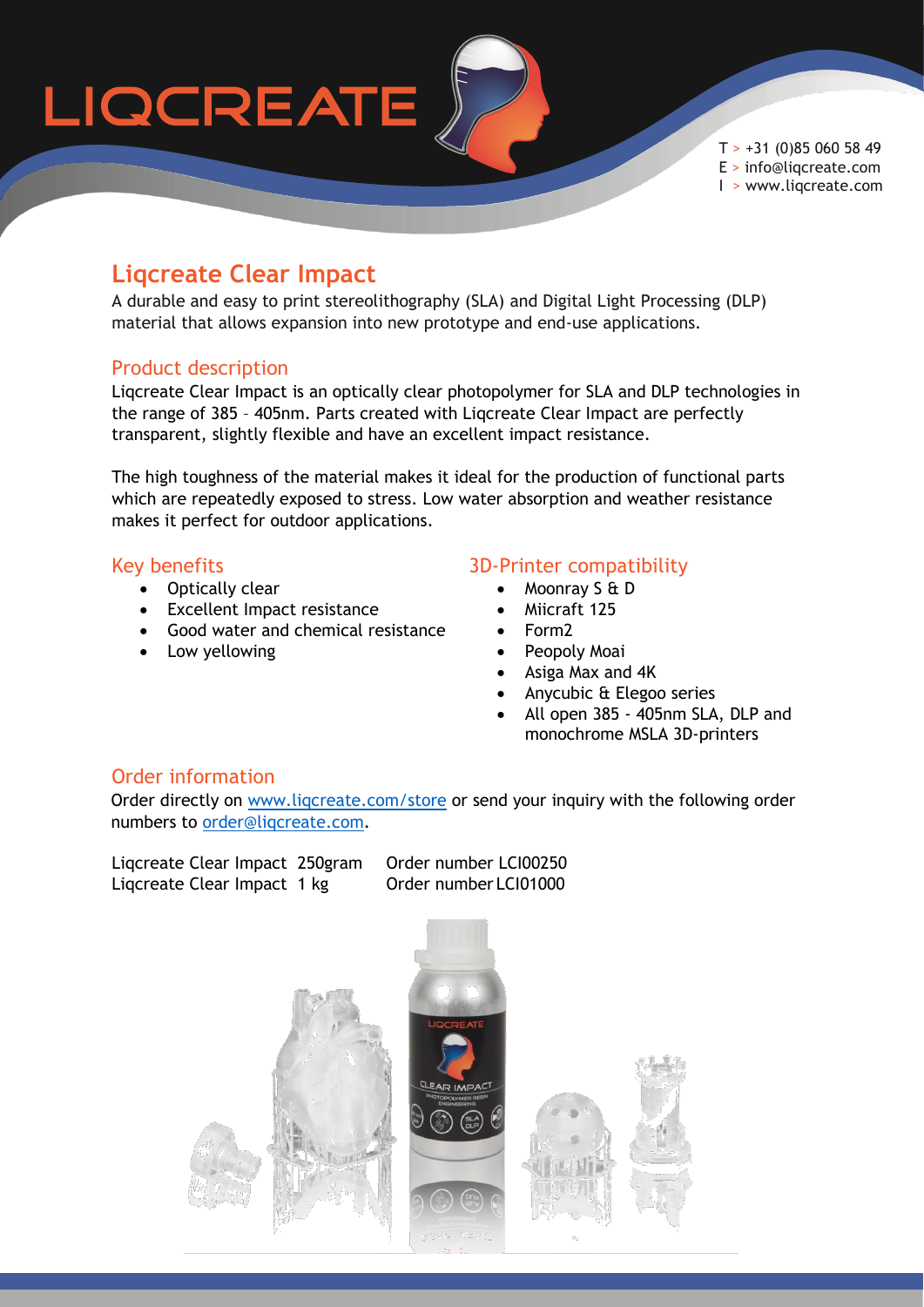LIQCREATE

T > +31 (0)85 060 58 49
E > info@liqcreate.com
I > www.liqcreate.com

# Liqcreate Clear Impact

A durable and easy to print stereolithography (SLA) and Digital Light Processing (DLP) material that allows expansion into new prototype and end-use applications.

## Product description

Liqcreate Clear Impact is an optically clear photopolymer for SLA and DLP technologies in the range of 385 – 405nm. Parts created with Liqcreate Clear Impact are perfectly transparent, slightly flexible and have an excellent impact resistance.

The high toughness of the material makes it ideal for the production of functional parts which are repeatedly exposed to stress. Low water absorption and weather resistance makes it perfect for outdoor applications.

## Key benefits

- Optically clear
- Excellent Impact resistance
- Good water and chemical resistance
- Low yellowing

## 3D-Printer compatibility

- Moonray S & D
- Miicraft 125
- Form2
- Peopoly Moai
- Asiga Max and 4K
- Anycubic & Elegoo series
- All open 385 - 405nm SLA, DLP and monochrome MSLA 3D-printers

## Order information

Order directly on www.liqcreate.com/store or send your inquiry with the following order numbers to order@liqcreate.com.

| Product | Order number |
| --- | --- |
| Liqcreate Clear Impact 250gram | Order number LCI00250 |
| Liqcreate Clear Impact 1 kg | Order number LCI01000 |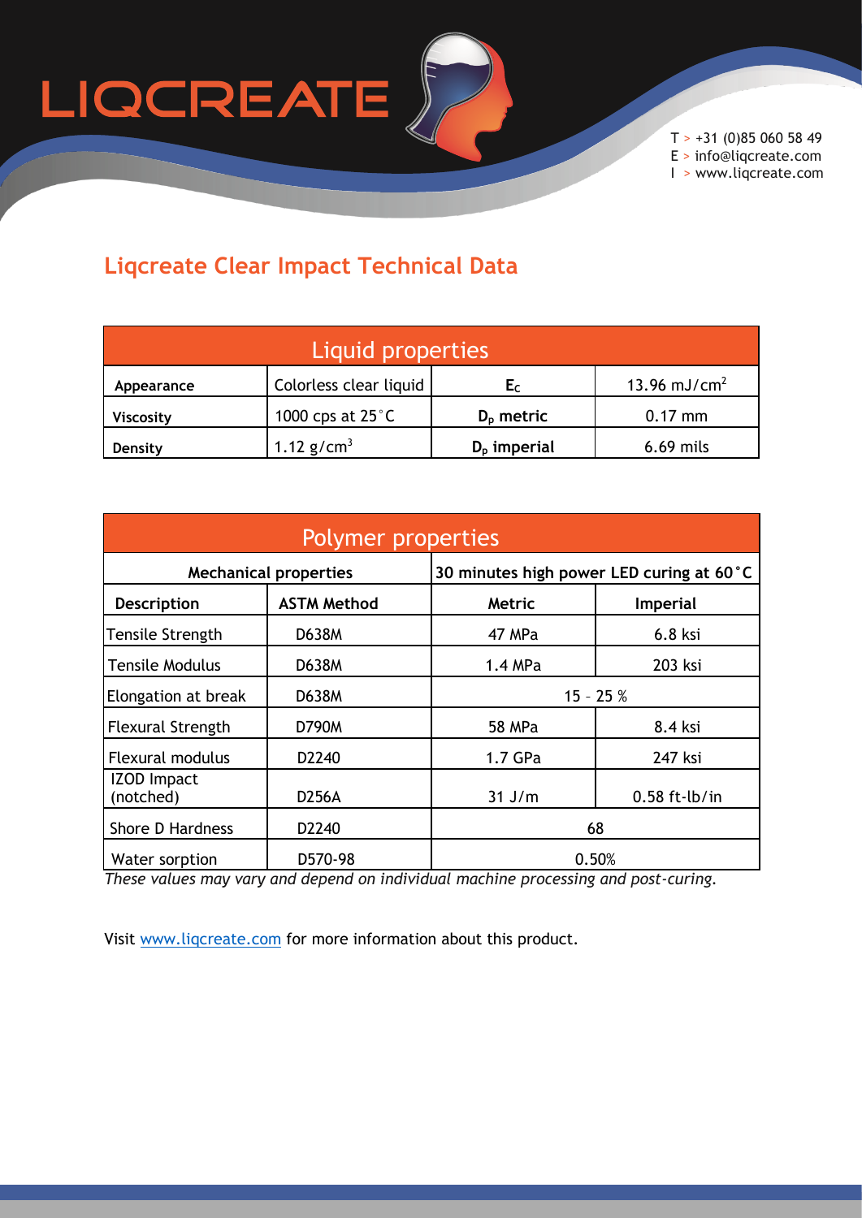## Liqcreate Clear Impact Technical Data

| Liquid properties | | | |
|---|---|---|---|
| **Appearance** | Colorless clear liquid | $E_C$ | 13.96 $mJ/cm^2$ |
| **Viscosity** | 1000 cps at 25°C | $D_p$ **metric** | 0.17 mm |
| **Density** | 1.12 $g/cm^3$ | $D_p$ **imperial** | 6.69 mils |

| Polymer properties | | | |
|---|---|---|---|
| **Mechanical properties** | | **30 minutes high power LED curing at 60°C** | |
| **Description** | **ASTM Method** | **Metric** | **Imperial** |
| Tensile Strength | D638M | 47 MPa | 6.8 ksi |
| Tensile Modulus | D638M | 1.4 MPa | 203 ksi |
| Elongation at break | D638M | 15 - 25 % | |
| Flexural Strength | D790M | 58 MPa | 8.4 ksi |
| Flexural modulus | D2240 | 1.7 GPa | 247 ksi |
| IZOD Impact (notched) | D256A | 31 J/m | 0.58 ft-lb/in |
| Shore D Hardness | D2240 | 68 | |
| Water sorption | D570-98 | 0.50% | |

*These values may vary and depend on individual machine processing and post-curing.*

Visit www.liqcreate.com for more information about this product.